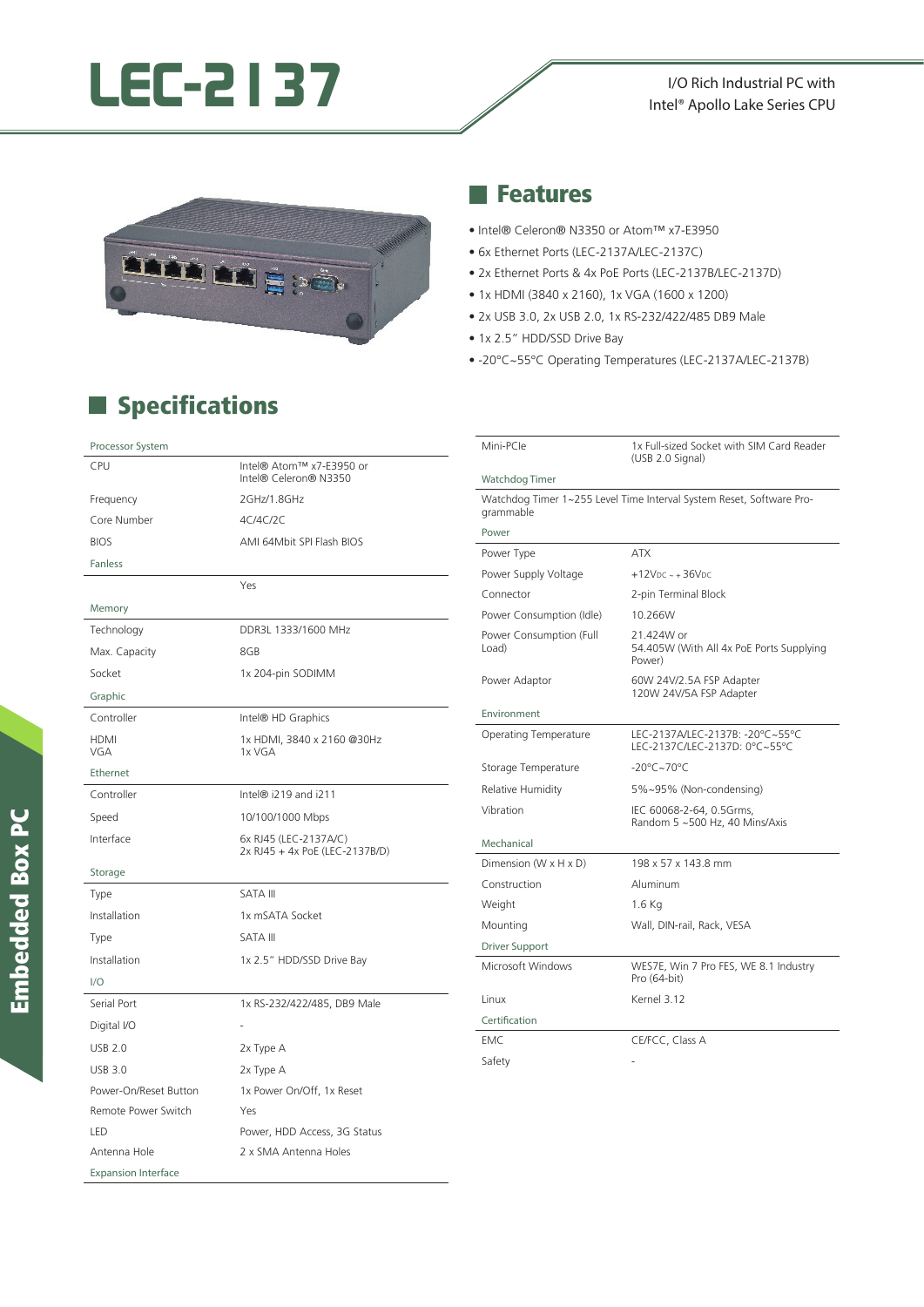# LEC-2137

I/O Rich Industrial PC with Intel® Apollo Lake Series CPU

## Features

- Intel® Celeron® N3350 or Atom™ x7-E3950
- 6x Ethernet Ports (LEC-2137A/LEC-2137C)
- 2x Ethernet Ports & 4x PoE Ports (LEC-2137B/LEC-2137D)
- 1x HDMI (3840 x 2160), 1x VGA (1600 x 1200)
- 2x USB 3.0, 2x USB 2.0, 1x RS-232/422/485 DB9 Male
- 1x 2.5" HDD/SSD Drive Bay
- -20°C~55°C Operating Temperatures (LEC-2137A/LEC-2137B)

## Specifications

| Processor System | |
|---|---|
| CPU | Intel® Atom™ x7-E3950 or Intel® Celeron® N3350 |
| Frequency | 2GHz/1.8GHz |
| Core Number | 4C/4C/2C |
| BIOS | AMI 64Mbit SPI Flash BIOS |
| **Fanless** | |
| | Yes |
| **Memory** | |
| Technology | DDR3L 1333/1600 MHz |
| Max. Capacity | 8GB |
| Socket | 1x 204-pin SODIMM |
| **Graphic** | |
| Controller | Intel® HD Graphics |
| HDMI<br>VGA | 1x HDMI, 3840 x 2160 @30Hz<br>1x VGA |
| **Ethernet** | |
| Controller | Intel® i219 and i211 |
| Speed | 10/100/1000 Mbps |
| Interface | 6x RJ45 (LEC-2137A/C)<br>2x RJ45 + 4x PoE (LEC-2137B/D) |
| **Storage** | |
| Type | SATA III |
| Installation | 1x mSATA Socket |
| Type | SATA III |
| Installation | 1x 2.5" HDD/SSD Drive Bay |
| **I/O** | |
| Serial Port | 1x RS-232/422/485, DB9 Male |
| Digital I/O | - |
| USB 2.0 | 2x Type A |
| USB 3.0 | 2x Type A |
| Power-On/Reset Button | 1x Power On/Off, 1x Reset |
| Remote Power Switch | Yes |
| LED | Power, HDD Access, 3G Status |
| Antenna Hole | 2 x SMA Antenna Holes |
| **Expansion Interface** | |
| Mini-PCIe | 1x Full-sized Socket with SIM Card Reader (USB 2.0 Signal) |
| **Watchdog Timer** | |
| Watchdog Timer 1~255 Level Time Interval System Reset, Software Programmable | |
| **Power** | |
| Power Type | ATX |
| Power Supply Voltage | +12VDC ~ +36VDC |
| Connector | 2-pin Terminal Block |
| Power Consumption (Idle) | 10.266W |
| Power Consumption (Full Load) | 21.424W or 54.405W (With All 4x PoE Ports Supplying Power) |
| Power Adaptor | 60W 24V/2.5A FSP Adapter<br>120W 24V/5A FSP Adapter |
| **Environment** | |
| Operating Temperature | LEC-2137A/LEC-2137B: -20°C~55°C<br>LEC-2137C/LEC-2137D: 0°C~55°C |
| Storage Temperature | -20°C~70°C |
| Relative Humidity | 5%~95% (Non-condensing) |
| Vibration | IEC 60068-2-64, 0.5Grms, Random 5 ~500 Hz, 40 Mins/Axis |
| **Mechanical** | |
| Dimension (W x H x D) | 198 x 57 x 143.8 mm |
| Construction | Aluminum |
| Weight | 1.6 Kg |
| Mounting | Wall, DIN-rail, Rack, VESA |
| **Driver Support** | |
| Microsoft Windows | WES7E, Win 7 Pro FES, WE 8.1 Industry Pro (64-bit) |
| Linux | Kernel 3.12 |
| **Certification** | |
| EMC | CE/FCC, Class A |
| Safety | - |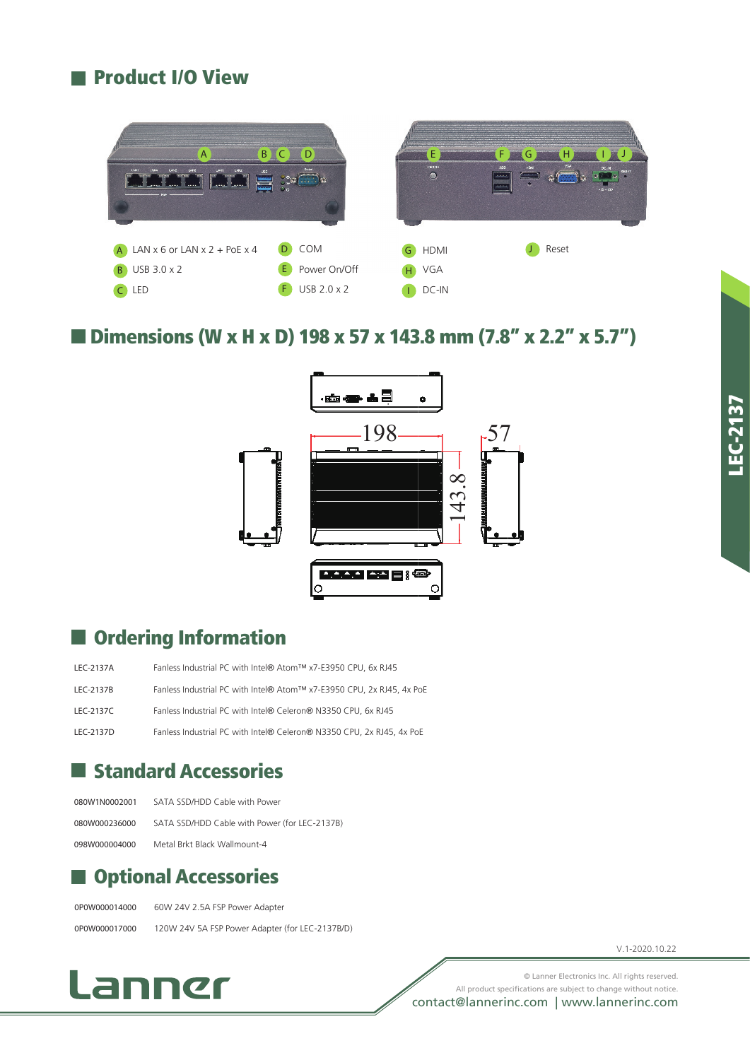## Product I/O View

A LAN x 6 or LAN x 2 + PoE x 4
B USB 3.0 x 2
C LED
D COM
E Power On/Off
F USB 2.0 x 2
G HDMI
H VGA
I DC-IN
J Reset

## Dimensions (W x H x D) 198 x 57 x 143.8 mm (7.8" x 2.2" x 5.7")

198
57
143.8

## Ordering Information

| | |
|---|---|
| LEC-2137A | Fanless Industrial PC with Intel® Atom™ x7-E3950 CPU, 6x RJ45 |
| LEC-2137B | Fanless Industrial PC with Intel® Atom™ x7-E3950 CPU, 2x RJ45, 4x PoE |
| LEC-2137C | Fanless Industrial PC with Intel® Celeron® N3350 CPU, 6x RJ45 |
| LEC-2137D | Fanless Industrial PC with Intel® Celeron® N3350 CPU, 2x RJ45, 4x PoE |

## Standard Accessories

| | |
|---|---|
| 080W1N0002001 | SATA SSD/HDD Cable with Power |
| 080W000236000 | SATA SSD/HDD Cable with Power (for LEC-2137B) |
| 098W000004000 | Metal Brkt Black Wallmount-4 |

## Optional Accessories

| | |
|---|---|
| 0P0W000014000 | 60W 24V 2.5A FSP Power Adapter |
| 0P0W000017000 | 120W 24V 5A FSP Power Adapter (for LEC-2137B/D) |

V.1-2020.10.22

Lanner

© Lanner Electronics Inc. All rights reserved.
All product specifications are subject to change without notice.
contact@lannerinc.com | www.lannerinc.com